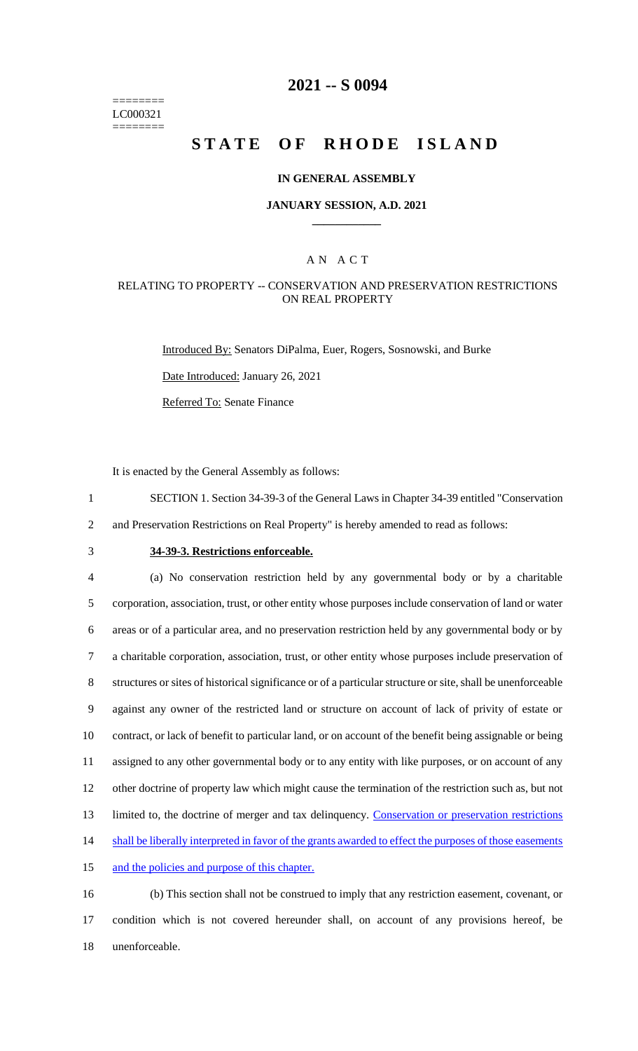========
LC000321
========

# 2021 -- S 0094

# STATE OF RHODE ISLAND

## IN GENERAL ASSEMBLY

### JANUARY SESSION, A.D. 2021

## A N A C T

### RELATING TO PROPERTY -- CONSERVATION AND PRESERVATION RESTRICTIONS ON REAL PROPERTY

Introduced By: Senators DiPalma, Euer, Rogers, Sosnowski, and Burke

Date Introduced: January 26, 2021

Referred To: Senate Finance

It is enacted by the General Assembly as follows:

1 SECTION 1. Section 34-39-3 of the General Laws in Chapter 34-39 entitled "Conservation
2 and Preservation Restrictions on Real Property" is hereby amended to read as follows:

3 **34-39-3. Restrictions enforceable.**

4 (a) No conservation restriction held by any governmental body or by a charitable
5 corporation, association, trust, or other entity whose purposes include conservation of land or water
6 areas or of a particular area, and no preservation restriction held by any governmental body or by
7 a charitable corporation, association, trust, or other entity whose purposes include preservation of
8 structures or sites of historical significance or of a particular structure or site, shall be unenforceable
9 against any owner of the restricted land or structure on account of lack of privity of estate or
10 contract, or lack of benefit to particular land, or on account of the benefit being assignable or being
11 assigned to any other governmental body or to any entity with like purposes, or on account of any
12 other doctrine of property law which might cause the termination of the restriction such as, but not
13 limited to, the doctrine of merger and tax delinquency. <u>Conservation or preservation restrictions</u>
14 <u>shall be liberally interpreted in favor of the grants awarded to effect the purposes of those easements</u>
15 <u>and the policies and purpose of this chapter.</u>

16 (b) This section shall not be construed to imply that any restriction easement, covenant, or
17 condition which is not covered hereunder shall, on account of any provisions hereof, be
18 unenforceable.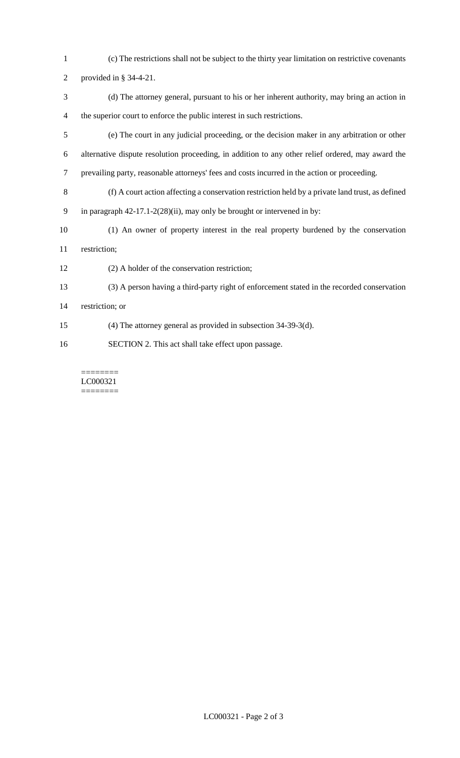(c) The restrictions shall not be subject to the thirty year limitation on restrictive covenants provided in § 34-4-21.

(d) The attorney general, pursuant to his or her inherent authority, may bring an action in the superior court to enforce the public interest in such restrictions.

(e) The court in any judicial proceeding, or the decision maker in any arbitration or other alternative dispute resolution proceeding, in addition to any other relief ordered, may award the prevailing party, reasonable attorneys' fees and costs incurred in the action or proceeding.

(f) A court action affecting a conservation restriction held by a private land trust, as defined in paragraph 42-17.1-2(28)(ii), may only be brought or intervened in by:

(1) An owner of property interest in the real property burdened by the conservation restriction;

(2) A holder of the conservation restriction;

(3) A person having a third-party right of enforcement stated in the recorded conservation restriction; or

(4) The attorney general as provided in subsection 34-39-3(d).

SECTION 2. This act shall take effect upon passage.

========
LC000321
========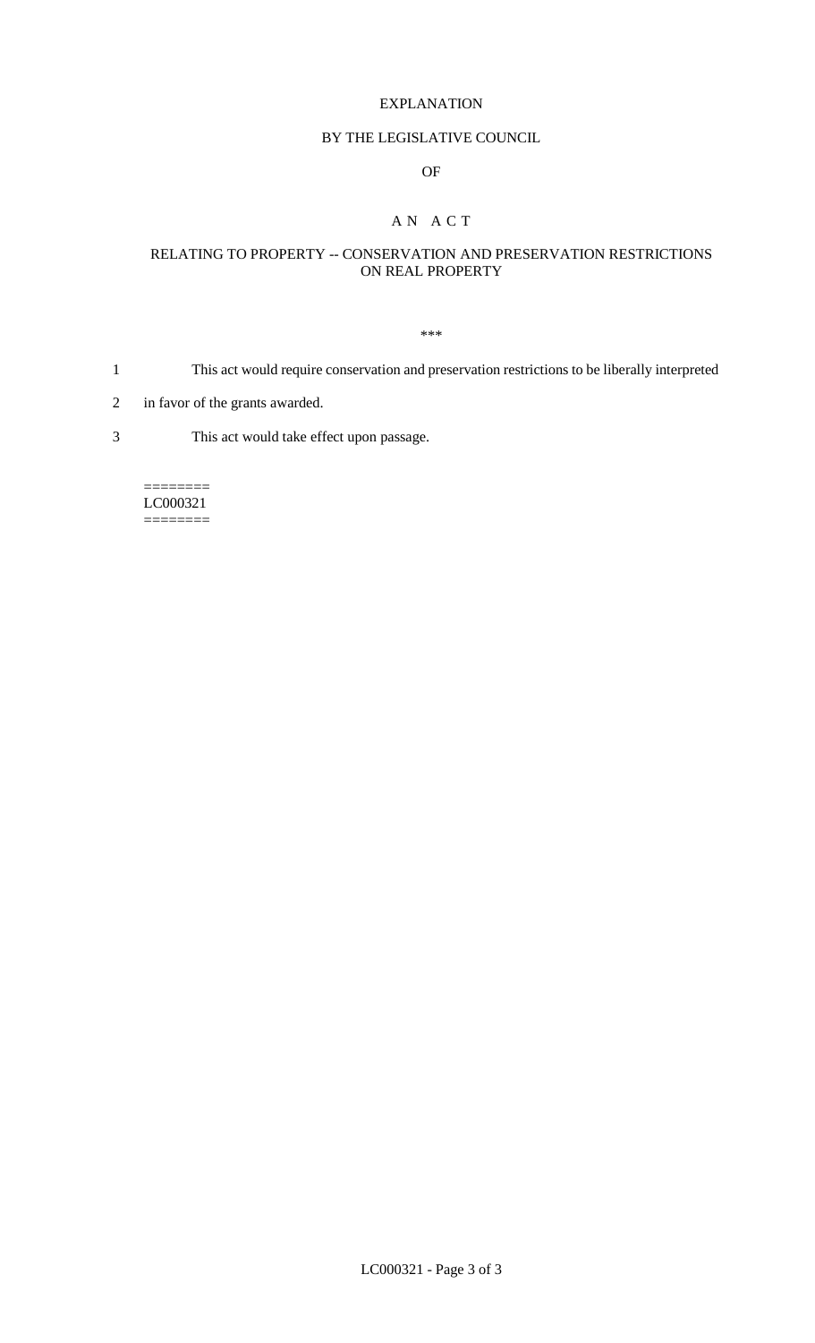EXPLANATION

BY THE LEGISLATIVE COUNCIL

OF

A N A C T

RELATING TO PROPERTY -- CONSERVATION AND PRESERVATION RESTRICTIONS ON REAL PROPERTY

\*\*\*

This act would require conservation and preservation restrictions to be liberally interpreted in favor of the grants awarded.

This act would take effect upon passage.

========
LC000321
========